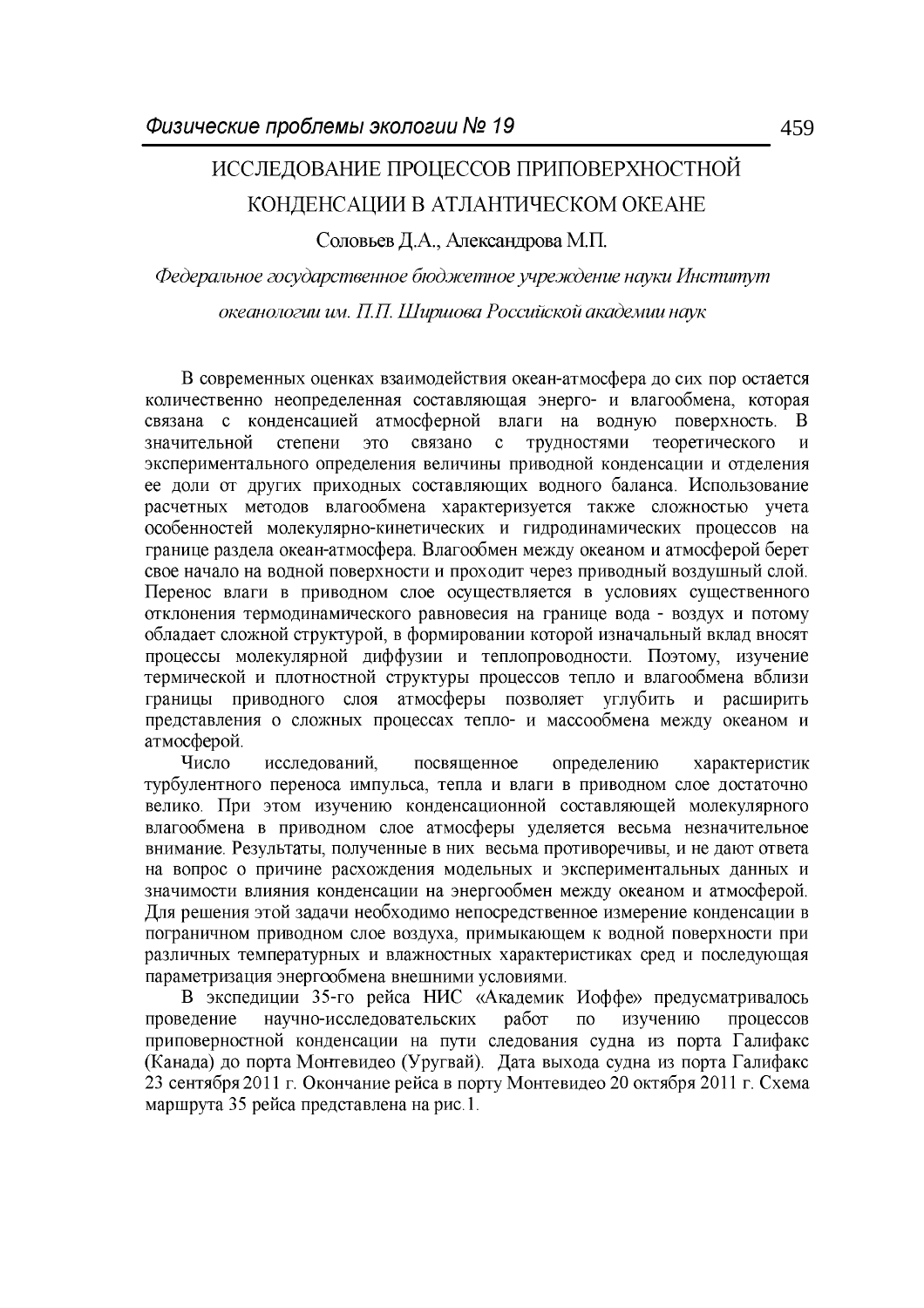# ИССЛЕДОВАНИЕ ПРОЦЕССОВ ПРИПОВЕРХНОСТНОЙ КОНДЕНСАЦИИ В АТЛАНТИЧЕСКОМ ОКЕАНЕ

Соловьев Д.А., Александрова М.П.

*Федеральное государственное бюджетное учреждение науки Институт океанологии им. П.П. Ширшова Российской академии наук*

В современных оценках взаимодействия океан-атмосфера до сих пор остается количественно неопределенная составляющая энерго- и влагообмена, которая связана с конденсацией атмосферной влаги на водную поверхность. В значительной степени это связано с трудностями теоретического и экспериментального определения величины приводной конденсации и отделения ее доли от других приходных составляющих водного баланса. Использование расчетных методов влагообмена характеризуется также сложностью учета особенностей молекулярно-кинетических и гидродинамических процессов на границе раздела океан-атмосфера. Влагообмен между океаном и атмосферой берет свое начало на водной поверхности и проходит через приводный воздушный слой. Перенос влаги в приводном слое осуществляется в условиях существенного отклонения термодинамического равновесия на границе вода - воздух и потому обладает сложной структурой, в формировании которой изначальный вклад вносят процессы молекулярной диффузии и теплопроводности. Поэтому, изучение термической и плотностной структуры процессов тепло и влагообмена вблизи границы приводного слоя атмосферы позволяет углубить и расширить представления о сложных процессах тепло- и массообмена между океаном и атмосферой.

Число исследований, посвященное определению характеристик турбулентного переноса импульса, тепла и влаги в приводном слое достаточно велико. При этом изучению конденсационной составляющей молекулярного влагообмена в приводном слое атмосферы уделяется весьма незначительное внимание. Результаты, полученные в них весьма противоречивы, и не дают ответа на вопрос о причине расхождения модельных и экспериментальных данных и значимости влияния конденсации на энергообмен между океаном и атмосферой. Для решения этой задачи необходимо непосредственное измерение конденсации в пограничном приводном слое воздуха, примыкающем к водной поверхности при различных температурных и влажностных характеристиках сред и последующая параметризация энергообмена внешними условиями.

В экспедиции 35-го рейса НИС «Академик Иоффе» предусматривалось проведение научно-исследовательских работ по изучению процессов приповерностной конденсации на пути следования судна из порта Галифакс (Канада) до порта Монтевидео (Уругвай). Дата выхода судна из порта Галифакс 23 сентября 2011 г. Окончание рейса в порту Монтевидео 20 октября 2011 г. Схема маршрута 35 рейса представлена на рис.1.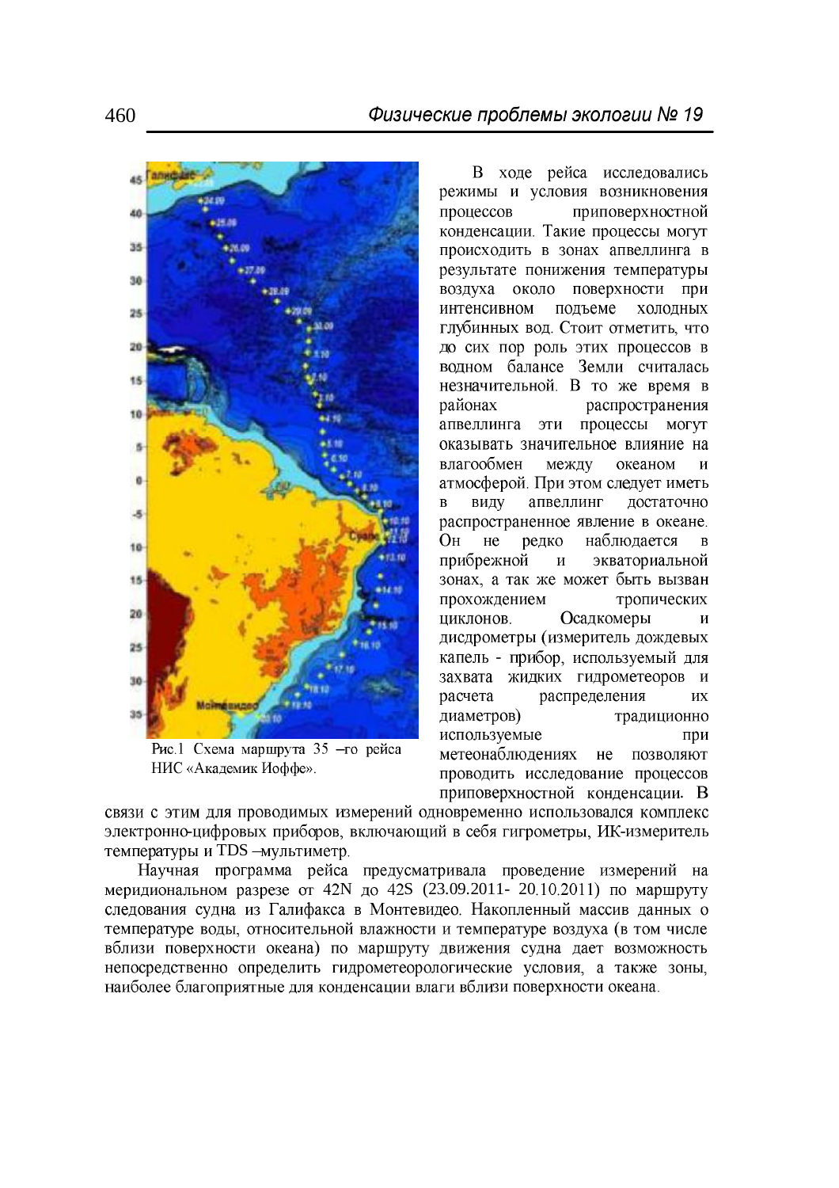Рис.1 Схема маршрута 35 –го рейса НИС «Академик Иоффе».

В ходе рейса исследовались режимы и условия возникновения процессов приповерхностной конденсации. Такие процессы могут происходить в зонах апвеллинга в результате понижения температуры воздуха около поверхности при интенсивном подъеме холодных глубинных вод. Стоит отметить, что до сих пор роль этих процессов в водном балансе Земли считалась незначительной. В то же время в районах распространения апвеллинга эти процессы могут оказывать значительное влияние на влагообмен между океаном и атмосферой. При этом следует иметь в виду апвеллинг достаточно распространенное явление в океане. Он не редко наблюдается в прибрежной и экваториальной зонах, а так же может быть вызван прохождением тропических циклонов. Осадкомеры и дисдрометры (измеритель дождевых капель - прибор, используемый для захвата жидких гидрометеоров и расчета распределения их диаметров) традиционно используемые при метеонаблюдениях не позволяют проводить исследование процессов приповерхностной конденсации. В связи с этим для проводимых измерений одновременно использовался комплекс электронно-цифровых приборов, включающий в себя гигрометры, ИК-измеритель температуры и TDS –мультиметр.

Научная программа рейса предусматривала проведение измерений на меридиональном разрезе от 42N до 42S (23.09.2011- 20.10.2011) по маршруту следования судна из Галифакса в Монтевидео. Накопленный массив данных о температуре воды, относительной влажности и температуре воздуха (в том числе вблизи поверхности океана) по маршруту движения судна дает возможность непосредственно определить гидрометеорологические условия, а также зоны, наиболее благоприятные для конденсации влаги вблизи поверхности океана.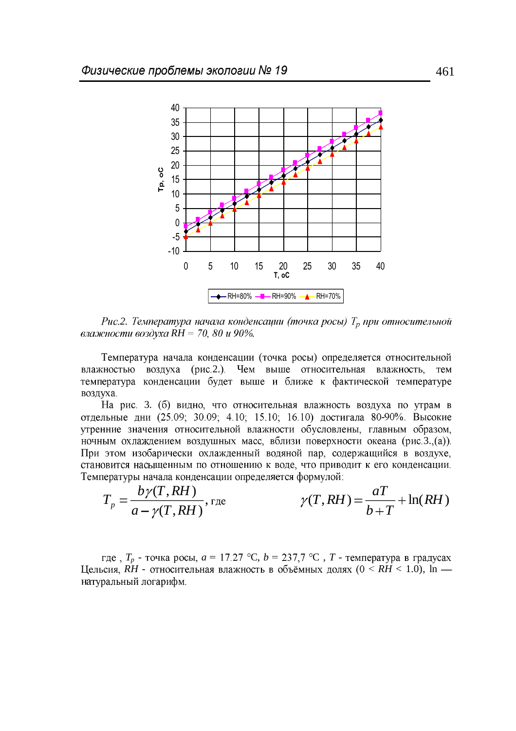*Рис.2. Температура начала конденсации (точка росы) $T_p$ при относительной влажности воздуха RH = 70, 80 и 90%.*

Температура начала конденсации (точка росы) определяется относительной влажностью воздуха (рис.2.). Чем выше относительная влажность, тем температура конденсации будет выше и ближе к фактической температуре воздуха.

На рис. 3. (б) видно, что относительная влажность воздуха по утрам в отдельные дни (25.09; 30.09; 4.10; 15.10; 16.10) достигала 80-90%. Высокие утренние значения относительной влажности обусловлены, главным образом, ночным охлаждением воздушных масс, вблизи поверхности океана (рис.3.,(а)). При этом изобарически охлажденный водяной пар, содержащийся в воздухе, становится насыщенным по отношению к воде, что приводит к его конденсации. Температуры начала конденсации определяется формулой:

$$T_p = \frac{b\gamma(T,RH)}{a-\gamma(T,RH)}, \text{ где} \qquad \gamma(T,RH) = \frac{aT}{b+T} + \ln(RH)$$

где , $T_p$ - точка росы, $a$ = 17.27 °C, $b$ = 237,7 °C , $T$ - температура в градусах Цельсия, $RH$ - относительная влажность в объёмных долях ($0 < RH < 1.0$), ln — натуральный логарифм.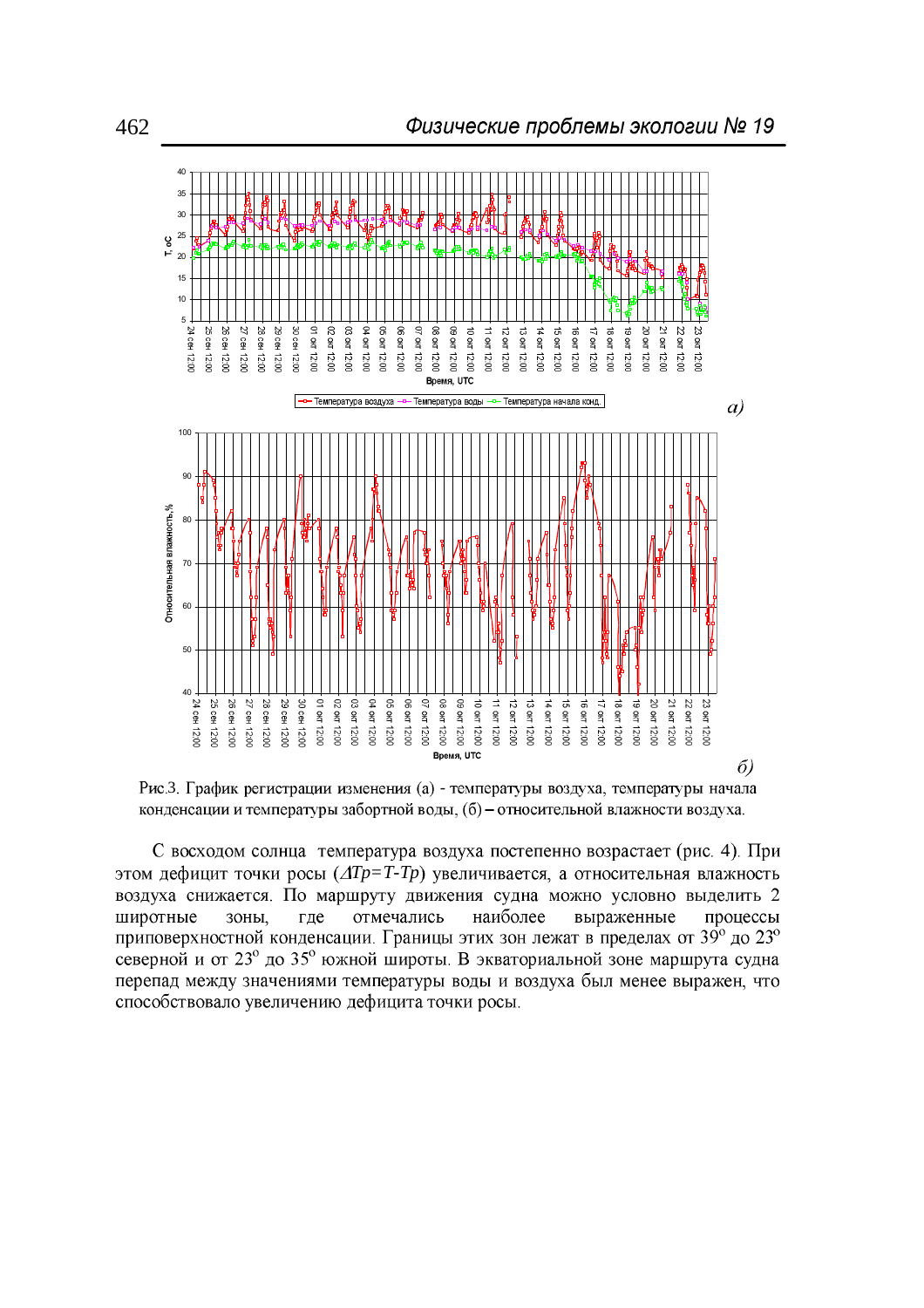Рис.3. График регистрации изменения (а) - температуры воздуха, температуры начала конденсации и температуры забортной воды, (б) – относительной влажности воздуха.

С восходом солнца температура воздуха постепенно возрастает (рис. 4). При этом дефицит точки росы ($\Delta Tp=T\text{-}Tp$) увеличивается, а относительная влажность воздуха снижается. По маршруту движения судна можно условно выделить 2 широтные зоны, где отмечались наиболее выраженные процессы приповерхностной конденсации. Границы этих зон лежат в пределах от 39° до 23° северной и от 23° до 35° южной широты. В экваториальной зоне маршрута судна перепад между значениями температуры воды и воздуха был менее выражен, что способствовало увеличению дефицита точки росы.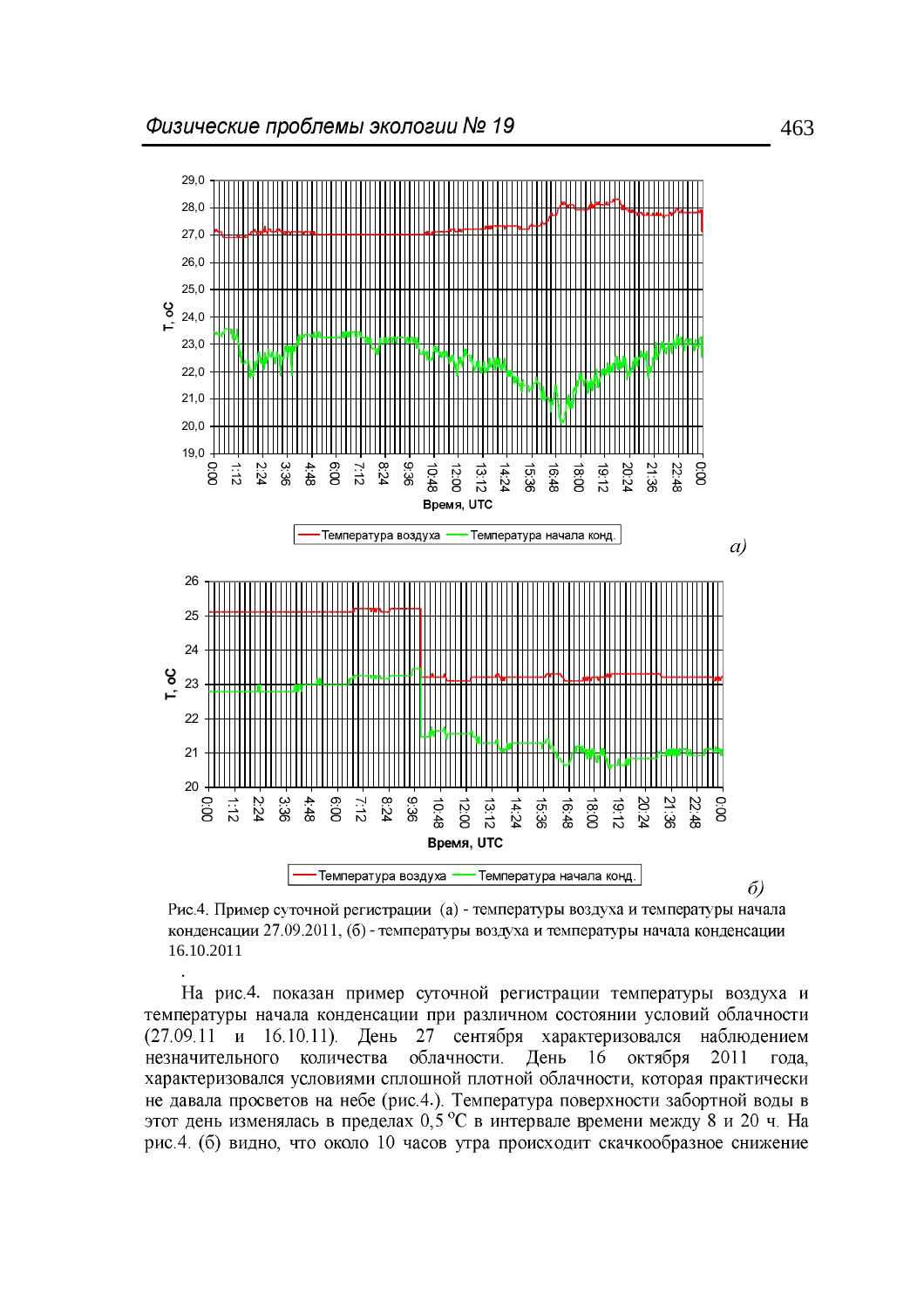Рис.4. Пример суточной регистрации (а) - температуры воздуха и температуры начала конденсации 27.09.2011, (б) - температуры воздуха и температуры начала конденсации 16.10.2011

На рис.4. показан пример суточной регистрации температуры воздуха и температуры начала конденсации при различном состоянии условий облачности (27.09.11 и 16.10.11). День 27 сентября характеризовался наблюдением незначительного количества облачности. День 16 октября 2011 года, характеризовался условиями сплошной плотной облачности, которая практически не давала просветов на небе (рис.4.). Температура поверхности забортной воды в этот день изменялась в пределах 0,5 $^{o}$С в интервале времени между 8 и 20 ч. На рис.4. (б) видно, что около 10 часов утра происходит скачкообразное снижение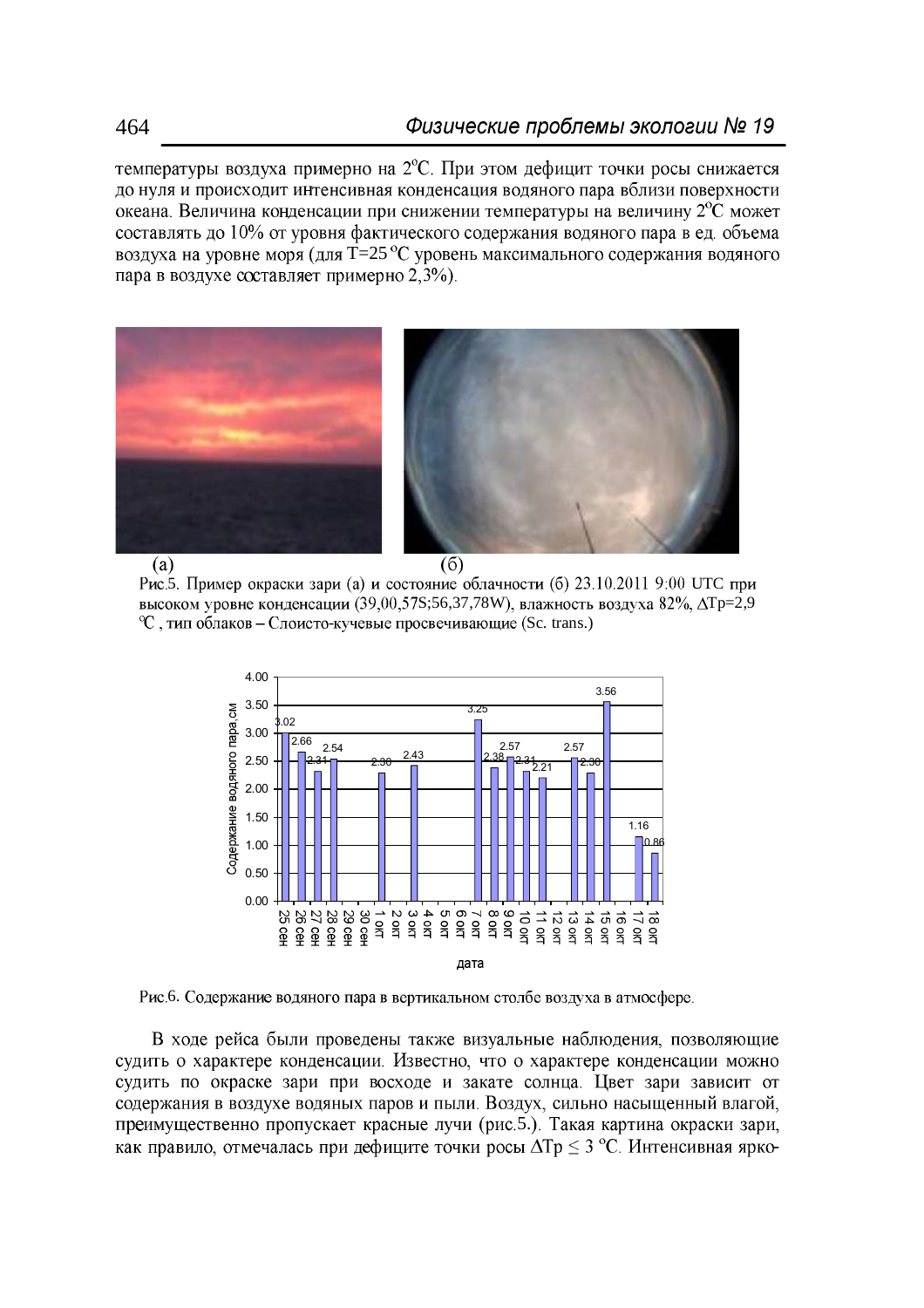температуры воздуха примерно на 2°C. При этом дефицит точки росы снижается до нуля и происходит интенсивная конденсация водяного пара вблизи поверхности океана. Величина конденсации при снижении температуры на величину 2°C может составлять до 10% от уровня фактического содержания водяного пара в ед. объема воздуха на уровне моря (для T=25 °C уровень максимального содержания водяного пара в воздухе составляет примерно 2,3%).

(а) (б)

Рис.5. Пример окраски зари (а) и состояние облачности (б) 23.10.2011 9:00 UTC при высоком уровне конденсации (39,00,57S;56,37,78W), влажность воздуха 82%, $\Delta Tp$=2,9 °C, тип облаков – Слоисто-кучевые просвечивающие (Sc. trans.)

Рис.6. Содержание водяного пара в вертикальном столбе воздуха в атмосфере.

В ходе рейса были проведены также визуальные наблюдения, позволяющие судить о характере конденсации. Известно, что о характере конденсации можно судить по окраске зари при восходе и закате солнца. Цвет зари зависит от содержания в воздухе водяных паров и пыли. Воздух, сильно насыщенный влагой, преимущественно пропускает красные лучи (рис.5.). Такая картина окраски зари, как правило, отмечалась при дефиците точки росы $\Delta Tp \leq 3$ °C. Интенсивная ярко-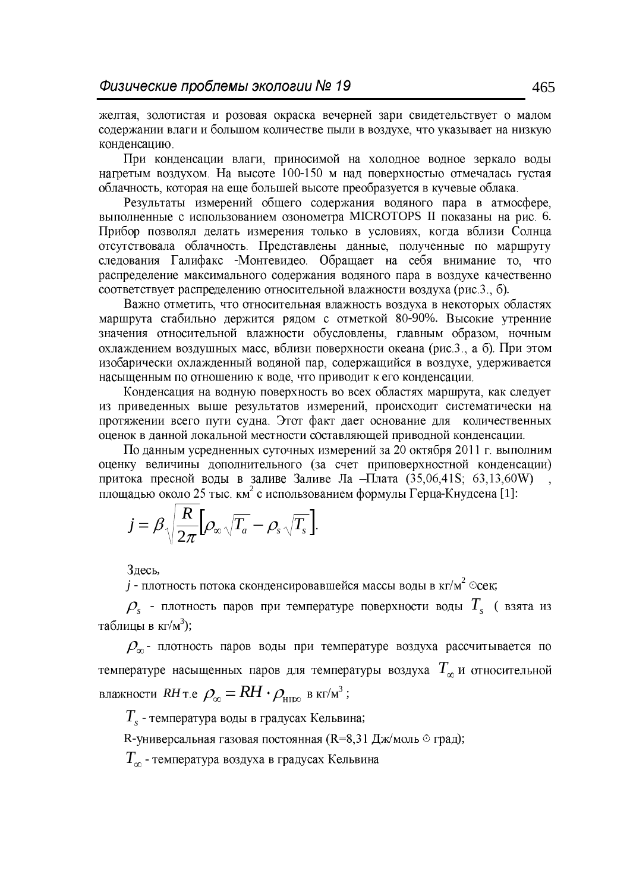желтая, золотистая и розовая окраска вечерней зари свидетельствует о малом содержании влаги и большом количестве пыли в воздухе, что указывает на низкую конденсацию.

При конденсации влаги, приносимой на холодное водное зеркало воды нагретым воздухом. На высоте 100-150 м над поверхностью отмечалась густая облачность, которая на еще большей высоте преобразуется в кучевые облака.

Результаты измерений общего содержания водяного пара в атмосфере, выполненные с использованием озонометра MICROTOPS II показаны на рис. 6. Прибор позволял делать измерения только в условиях, когда вблизи Солнца отсутствовала облачность. Представлены данные, полученные по маршруту следования Галифакс -Монтевидео. Обращает на себя внимание то, что распределение максимального содержания водяного пара в воздухе качественно соответствует распределению относительной влажности воздуха (рис.3., б).

Важно отметить, что относительная влажность воздуха в некоторых областях маршрута стабильно держится рядом с отметкой 80-90%. Высокие утренние значения относительной влажности обусловлены, главным образом, ночным охлаждением воздушных масс, вблизи поверхности океана (рис.3., а б). При этом изобарически охлажденный водяной пар, содержащийся в воздухе, удерживается насыщенным по отношению к воде, что приводит к его конденсации.

Конденсация на водную поверхность во всех областях маршрута, как следует из приведенных выше результатов измерений, происходит систематически на протяжении всего пути судна. Этот факт дает основание для количественных оценок в данной локальной местности составляющей приводной конденсации.

По данным усредненных суточных измерений за 20 октября 2011 г. выполним оценку величины дополнительного (за счет приповерхностной конденсации) притока пресной воды в заливе Заливе Ла –Плата (35,06,41S; 63,13,60W) , площадью около 25 тыс. км$^2$ с использованием формулы Герца-Кнудсена [1]:

$$j = \beta \sqrt{\frac{R}{2\pi}} \left[ \rho_\infty \sqrt{T_a} - \rho_s \sqrt{T_s} \right].$$

Здесь,

$j$ - плотность потока сконденсировавшейся массы воды в кг/м$^2$ ⋅сек;

$\rho_s$ - плотность паров при температуре поверхности воды $T_s$ ( взята из таблицы в кг/м$^3$);

$\rho_\infty$- плотность паров воды при температуре воздуха рассчитывается по температуре насыщенных паров для температуры воздуха $T_\infty$ и относительной влажности $RH$ т.е $\rho_\infty = RH \cdot \rho_{\text{нп}\infty}$ в кг/м$^3$ ;

$T_s$ - температура воды в градусах Кельвина;

R-универсальная газовая постоянная (R=8,31 Дж/моль ⋅ град);

$T_\infty$ - температура воздуха в градусах Кельвина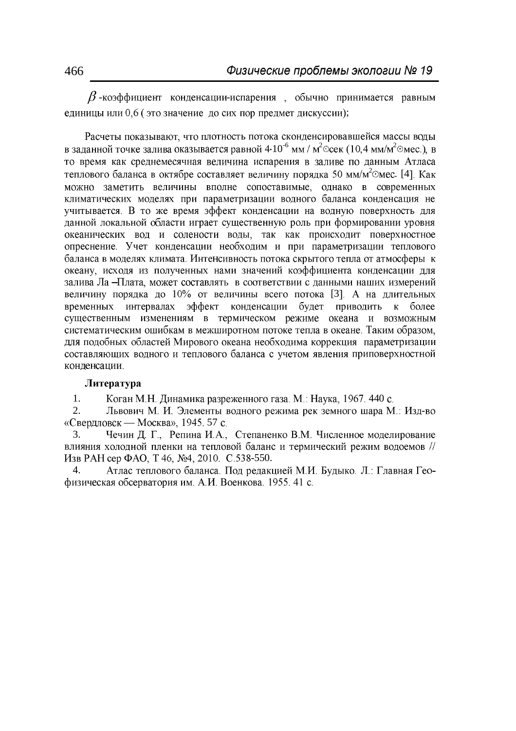$\beta$ -коэффициент конденсации-испарения , обычно принимается равным единицы или 0,6 ( это значение до сих пор предмет дискуссии);

Расчеты показывают, что плотность потока сконденсировавшейся массы воды в заданной точке залива оказывается равной $4\cdot10^{-6}$ мм / $м^2$⊙сек (10,4 мм/$м^2$⊙мес.), в то время как среднемесячная величина испарения в заливе по данным Атласа теплового баланса в октябре составляет величину порядка 50 мм/$м^2$⊙мес. [4]. Как можно заметить величины вполне сопоставимые, однако в современных климатических моделях при параметризации водного баланса конденсация не учитывается. В то же время эффект конденсации на водную поверхность для данной локальной области играет существенную роль при формировании уровня океанических вод и солености воды, так как происходит поверхностное опреснение. Учет конденсации необходим и при параметризации теплового баланса в моделях климата. Интенсивность потока скрытого тепла от атмосферы к океану, исходя из полученных нами значений коэффициента конденсации для залива Ла –Плата, может составлять в соответствии с данными наших измерений величину порядка до 10% от величины всего потока [3]. А на длительных временных интервалах эффект конденсации будет приводить к более существенным изменениям в термическом режиме океана и возможным систематическим ошибкам в межширотном потоке тепла в океане. Таким образом, для подобных областей Мирового океана необходима коррекция параметризации составляющих водного и теплового баланса с учетом явления приповерхностной конденсации.

**Литература**

1. Коган М.Н. Динамика разреженного газа. М.: Наука, 1967. 440 с.
2. Львович М. И. Элементы водного режима рек земного шара М.: Изд-во «Свердловск — Москва», 1945. 57 с.
3. Чечин Д. Г., Репина И.А., Степаненко В.М. Численное моделирование влияния холодной пленки на тепловой баланс и термический режим водоемов // Изв РАН сер ФАО, Т 46, №4, 2010. С.538-550.
4. Атлас теплового баланса. Под редакцией М.И. Будыко. Л.: Главная Геофизическая обсерватория им. А.И. Военкова. 1955. 41 с.